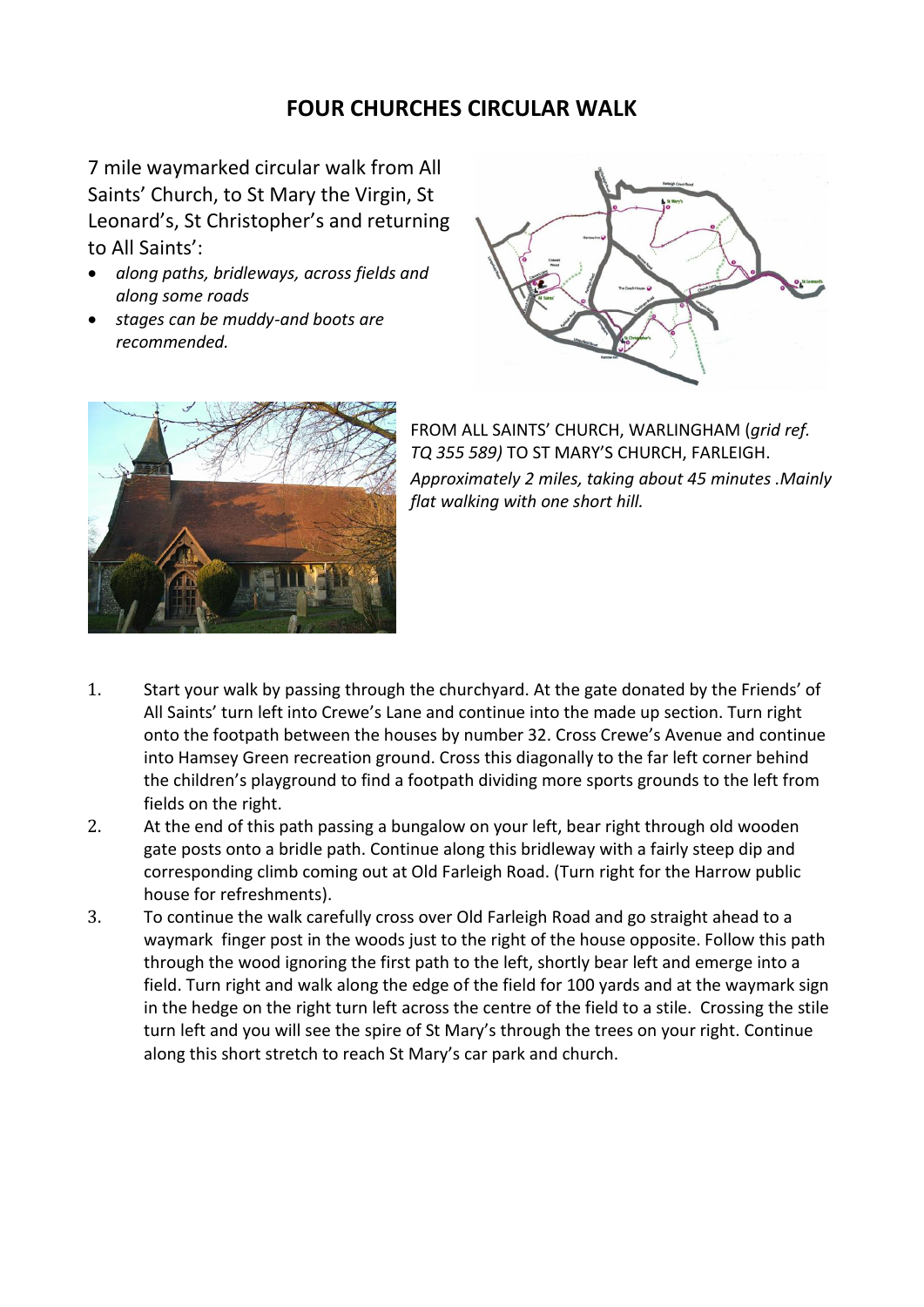# FOUR CHURCHES CIRCULAR WALK

7 mile waymarked circular walk from All Saints' Church, to St Mary the Virgin, St Leonard's, St Christopher's and returning to All Saints':

- *along paths, bridleways, across fields and along some roads*
- *stages can be muddy-and boots are recommended.*

FROM ALL SAINTS' CHURCH, WARLINGHAM (*grid ref. TQ 355 589)* TO ST MARY'S CHURCH, FARLEIGH.
*Approximately 2 miles, taking about 45 minutes .Mainly flat walking with one short hill.*

1. Start your walk by passing through the churchyard. At the gate donated by the Friends' of All Saints' turn left into Crewe's Lane and continue into the made up section. Turn right onto the footpath between the houses by number 32. Cross Crewe's Avenue and continue into Hamsey Green recreation ground. Cross this diagonally to the far left corner behind the children's playground to find a footpath dividing more sports grounds to the left from fields on the right.
2. At the end of this path passing a bungalow on your left, bear right through old wooden gate posts onto a bridle path. Continue along this bridleway with a fairly steep dip and corresponding climb coming out at Old Farleigh Road. (Turn right for the Harrow public house for refreshments).
3. To continue the walk carefully cross over Old Farleigh Road and go straight ahead to a waymark finger post in the woods just to the right of the house opposite. Follow this path through the wood ignoring the first path to the left, shortly bear left and emerge into a field. Turn right and walk along the edge of the field for 100 yards and at the waymark sign in the hedge on the right turn left across the centre of the field to a stile. Crossing the stile turn left and you will see the spire of St Mary's through the trees on your right. Continue along this short stretch to reach St Mary's car park and church.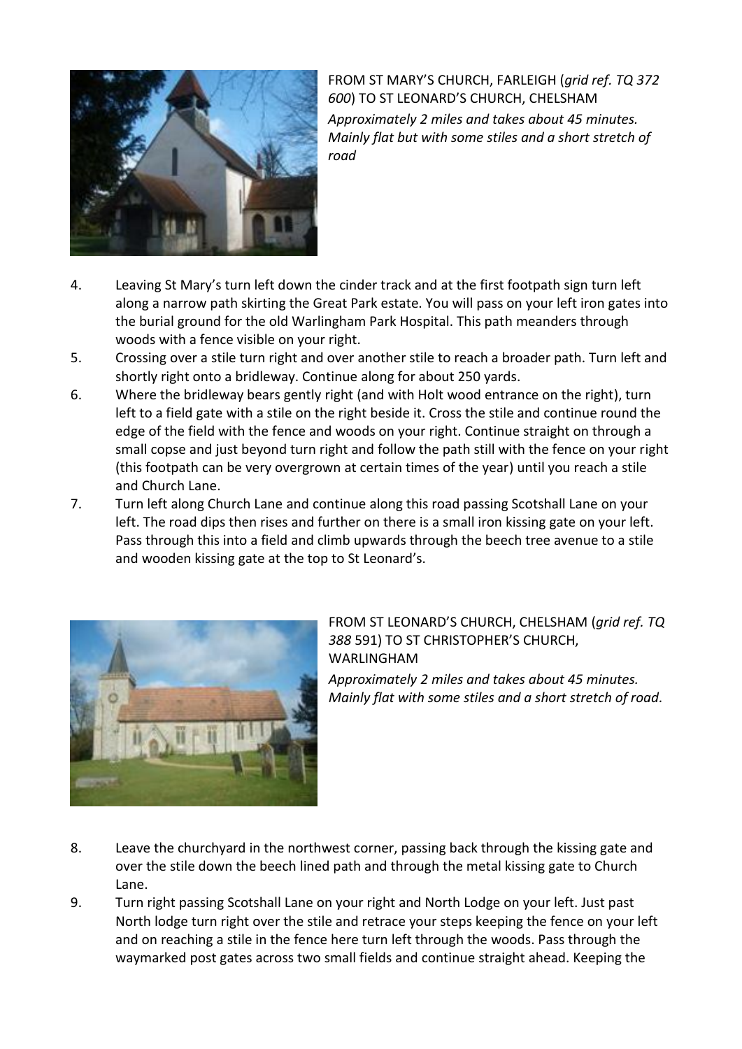FROM ST MARY'S CHURCH, FARLEIGH (*grid ref. TQ 372 600*) TO ST LEONARD'S CHURCH, CHELSHAM

*Approximately 2 miles and takes about 45 minutes. Mainly flat but with some stiles and a short stretch of road*

4. Leaving St Mary's turn left down the cinder track and at the first footpath sign turn left along a narrow path skirting the Great Park estate. You will pass on your left iron gates into the burial ground for the old Warlingham Park Hospital. This path meanders through woods with a fence visible on your right.
5. Crossing over a stile turn right and over another stile to reach a broader path. Turn left and shortly right onto a bridleway. Continue along for about 250 yards.
6. Where the bridleway bears gently right (and with Holt wood entrance on the right), turn left to a field gate with a stile on the right beside it. Cross the stile and continue round the edge of the field with the fence and woods on your right. Continue straight on through a small copse and just beyond turn right and follow the path still with the fence on your right (this footpath can be very overgrown at certain times of the year) until you reach a stile and Church Lane.
7. Turn left along Church Lane and continue along this road passing Scotshall Lane on your left. The road dips then rises and further on there is a small iron kissing gate on your left. Pass through this into a field and climb upwards through the beech tree avenue to a stile and wooden kissing gate at the top to St Leonard's.

FROM ST LEONARD'S CHURCH, CHELSHAM (*grid ref. TQ 388* 591) TO ST CHRISTOPHER'S CHURCH, WARLINGHAM

*Approximately 2 miles and takes about 45 minutes. Mainly flat with some stiles and a short stretch of road.*

8. Leave the churchyard in the northwest corner, passing back through the kissing gate and over the stile down the beech lined path and through the metal kissing gate to Church Lane.
9. Turn right passing Scotshall Lane on your right and North Lodge on your left. Just past North lodge turn right over the stile and retrace your steps keeping the fence on your left and on reaching a stile in the fence here turn left through the woods. Pass through the waymarked post gates across two small fields and continue straight ahead. Keeping the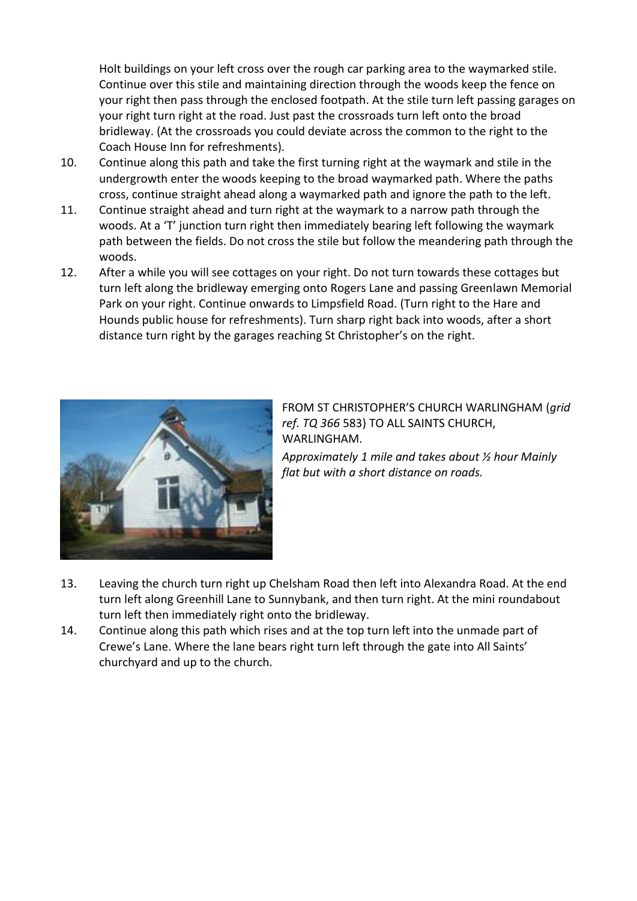Holt buildings on your left cross over the rough car parking area to the waymarked stile. Continue over this stile and maintaining direction through the woods keep the fence on your right then pass through the enclosed footpath. At the stile turn left passing garages on your right turn right at the road. Just past the crossroads turn left onto the broad bridleway. (At the crossroads you could deviate across the common to the right to the Coach House Inn for refreshments).

10. Continue along this path and take the first turning right at the waymark and stile in the undergrowth enter the woods keeping to the broad waymarked path. Where the paths cross, continue straight ahead along a waymarked path and ignore the path to the left.
11. Continue straight ahead and turn right at the waymark to a narrow path through the woods. At a 'T' junction turn right then immediately bearing left following the waymark path between the fields. Do not cross the stile but follow the meandering path through the woods.
12. After a while you will see cottages on your right. Do not turn towards these cottages but turn left along the bridleway emerging onto Rogers Lane and passing Greenlawn Memorial Park on your right. Continue onwards to Limpsfield Road. (Turn right to the Hare and Hounds public house for refreshments). Turn sharp right back into woods, after a short distance turn right by the garages reaching St Christopher's on the right.

FROM ST CHRISTOPHER'S CHURCH WARLINGHAM (*grid ref. TQ 366* 583) TO ALL SAINTS CHURCH, WARLINGHAM.

*Approximately 1 mile and takes about ½ hour Mainly flat but with a short distance on roads.*

13. Leaving the church turn right up Chelsham Road then left into Alexandra Road. At the end turn left along Greenhill Lane to Sunnybank, and then turn right. At the mini roundabout turn left then immediately right onto the bridleway.
14. Continue along this path which rises and at the top turn left into the unmade part of Crewe's Lane. Where the lane bears right turn left through the gate into All Saints' churchyard and up to the church.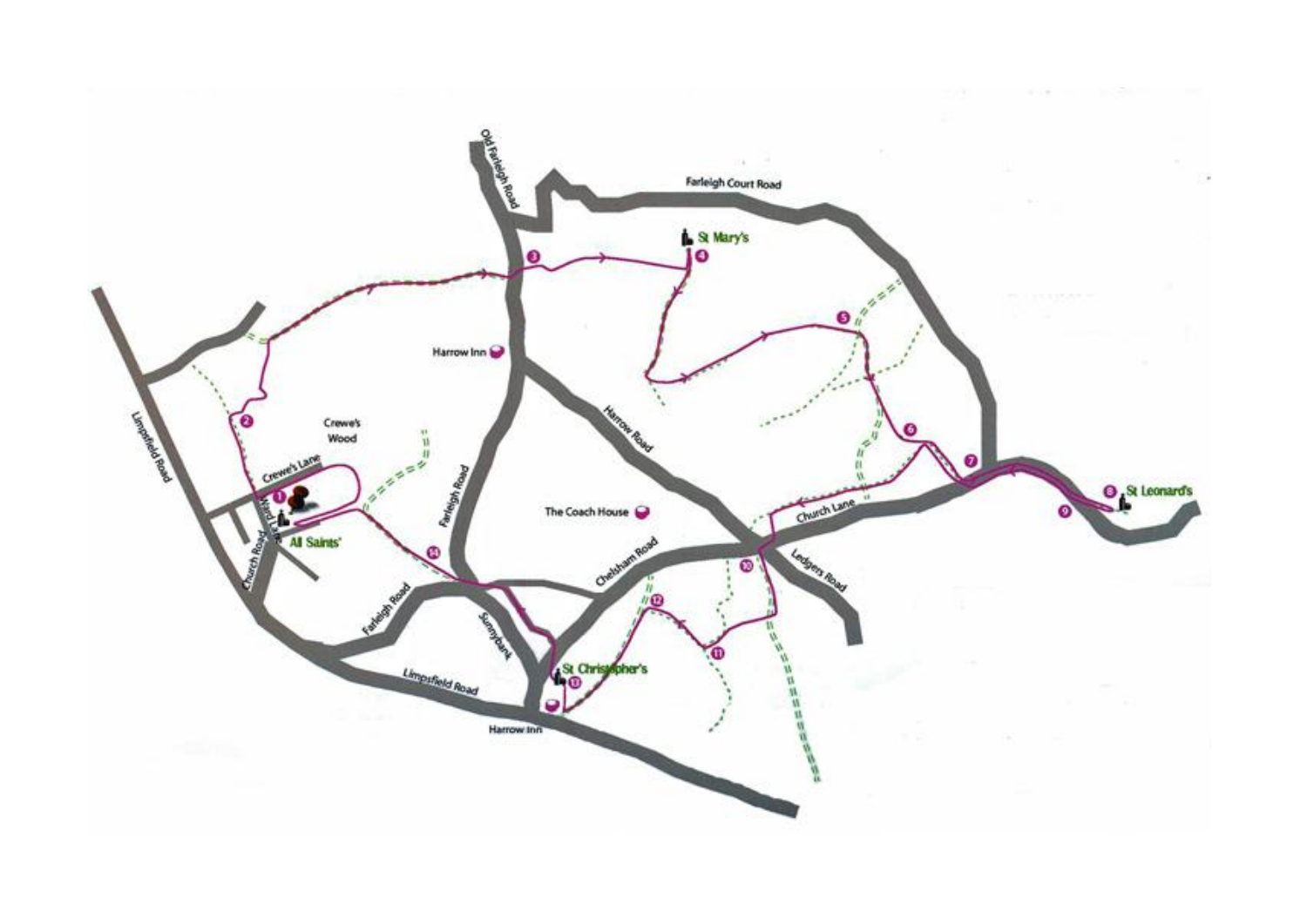Old Farleigh Road

Farleigh Court Road

St Mary's

Harrow Inn

Crewe's Wood

Harrow Road

Limpsfield Road

Crewe's Lane

Ward Lane

All Saints'

Church Road

Farleigh Road

The Coach House

Chelsham Road

Church Lane

Ledgers Road

St Leonard's

Farleigh Road

Sunnybank

St Christopher's

Limpsfield Road

Harrow Inn

1
2
3
4
5
6
7
8
9
10
11
12
13
14